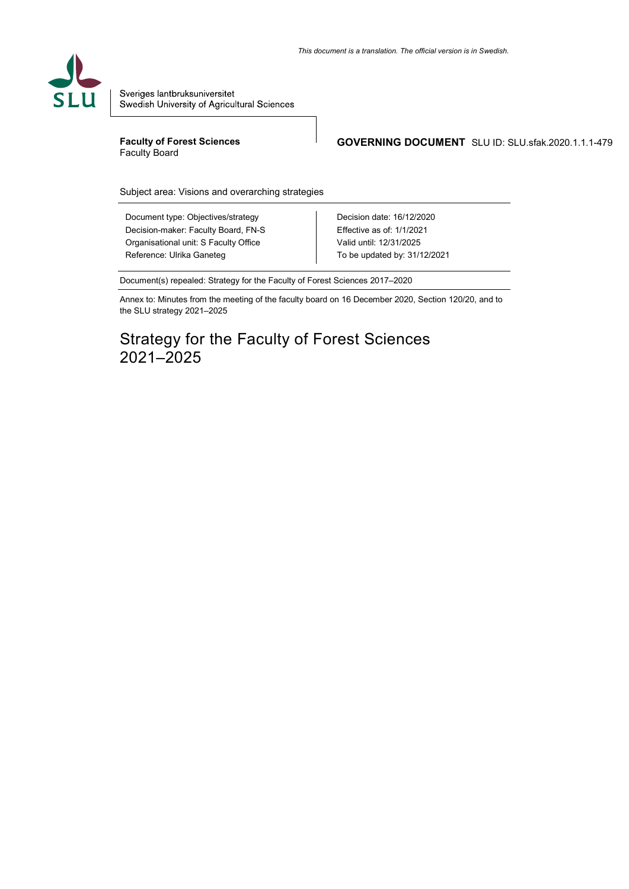*This document is a translation. The official version is in Swedish.*

Sveriges lantbruksuniversitet
Swedish University of Agricultural Sciences

**Faculty of Forest Sciences**
Faculty Board

**GOVERNING DOCUMENT** SLU ID: SLU.sfak.2020.1.1.1-479

Subject area: Visions and overarching strategies

| | |
|---|---|
| Document type: Objectives/strategy | Decision date: 16/12/2020 |
| Decision-maker: Faculty Board, FN-S | Effective as of: 1/1/2021 |
| Organisational unit: S Faculty Office | Valid until: 12/31/2025 |
| Reference: Ulrika Ganeteg | To be updated by: 31/12/2021 |

Document(s) repealed: Strategy for the Faculty of Forest Sciences 2017–2020

Annex to: Minutes from the meeting of the faculty board on 16 December 2020, Section 120/20, and to the SLU strategy 2021–2025

# Strategy for the Faculty of Forest Sciences 2021–2025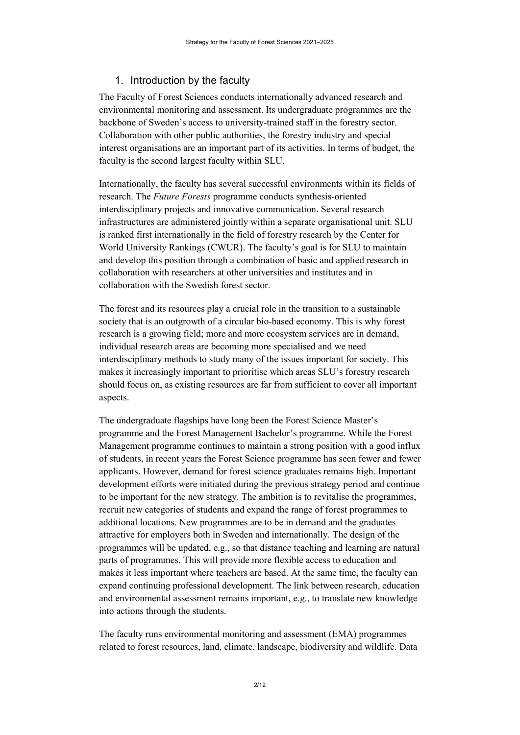## 1. Introduction by the faculty

The Faculty of Forest Sciences conducts internationally advanced research and environmental monitoring and assessment. Its undergraduate programmes are the backbone of Sweden's access to university-trained staff in the forestry sector. Collaboration with other public authorities, the forestry industry and special interest organisations are an important part of its activities. In terms of budget, the faculty is the second largest faculty within SLU.

Internationally, the faculty has several successful environments within its fields of research. The *Future Forests* programme conducts synthesis-oriented interdisciplinary projects and innovative communication. Several research infrastructures are administered jointly within a separate organisational unit. SLU is ranked first internationally in the field of forestry research by the Center for World University Rankings (CWUR). The faculty's goal is for SLU to maintain and develop this position through a combination of basic and applied research in collaboration with researchers at other universities and institutes and in collaboration with the Swedish forest sector.

The forest and its resources play a crucial role in the transition to a sustainable society that is an outgrowth of a circular bio-based economy. This is why forest research is a growing field; more and more ecosystem services are in demand, individual research areas are becoming more specialised and we need interdisciplinary methods to study many of the issues important for society. This makes it increasingly important to prioritise which areas SLU's forestry research should focus on, as existing resources are far from sufficient to cover all important aspects.

The undergraduate flagships have long been the Forest Science Master's programme and the Forest Management Bachelor's programme. While the Forest Management programme continues to maintain a strong position with a good influx of students, in recent years the Forest Science programme has seen fewer and fewer applicants. However, demand for forest science graduates remains high. Important development efforts were initiated during the previous strategy period and continue to be important for the new strategy. The ambition is to revitalise the programmes, recruit new categories of students and expand the range of forest programmes to additional locations. New programmes are to be in demand and the graduates attractive for employers both in Sweden and internationally. The design of the programmes will be updated, e.g., so that distance teaching and learning are natural parts of programmes. This will provide more flexible access to education and makes it less important where teachers are based. At the same time, the faculty can expand continuing professional development. The link between research, education and environmental assessment remains important, e.g., to translate new knowledge into actions through the students.

The faculty runs environmental monitoring and assessment (EMA) programmes related to forest resources, land, climate, landscape, biodiversity and wildlife. Data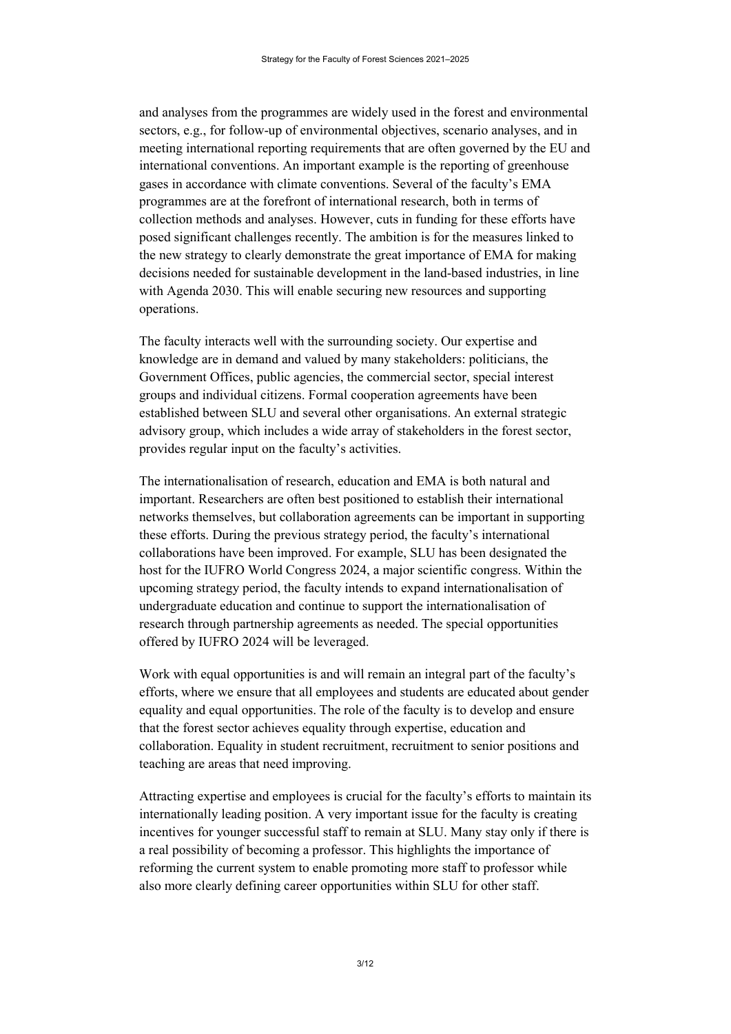and analyses from the programmes are widely used in the forest and environmental sectors, e.g., for follow-up of environmental objectives, scenario analyses, and in meeting international reporting requirements that are often governed by the EU and international conventions. An important example is the reporting of greenhouse gases in accordance with climate conventions. Several of the faculty's EMA programmes are at the forefront of international research, both in terms of collection methods and analyses. However, cuts in funding for these efforts have posed significant challenges recently. The ambition is for the measures linked to the new strategy to clearly demonstrate the great importance of EMA for making decisions needed for sustainable development in the land-based industries, in line with Agenda 2030. This will enable securing new resources and supporting operations.

The faculty interacts well with the surrounding society. Our expertise and knowledge are in demand and valued by many stakeholders: politicians, the Government Offices, public agencies, the commercial sector, special interest groups and individual citizens. Formal cooperation agreements have been established between SLU and several other organisations. An external strategic advisory group, which includes a wide array of stakeholders in the forest sector, provides regular input on the faculty's activities.

The internationalisation of research, education and EMA is both natural and important. Researchers are often best positioned to establish their international networks themselves, but collaboration agreements can be important in supporting these efforts. During the previous strategy period, the faculty's international collaborations have been improved. For example, SLU has been designated the host for the IUFRO World Congress 2024, a major scientific congress. Within the upcoming strategy period, the faculty intends to expand internationalisation of undergraduate education and continue to support the internationalisation of research through partnership agreements as needed. The special opportunities offered by IUFRO 2024 will be leveraged.

Work with equal opportunities is and will remain an integral part of the faculty's efforts, where we ensure that all employees and students are educated about gender equality and equal opportunities. The role of the faculty is to develop and ensure that the forest sector achieves equality through expertise, education and collaboration. Equality in student recruitment, recruitment to senior positions and teaching are areas that need improving.

Attracting expertise and employees is crucial for the faculty's efforts to maintain its internationally leading position. A very important issue for the faculty is creating incentives for younger successful staff to remain at SLU. Many stay only if there is a real possibility of becoming a professor. This highlights the importance of reforming the current system to enable promoting more staff to professor while also more clearly defining career opportunities within SLU for other staff.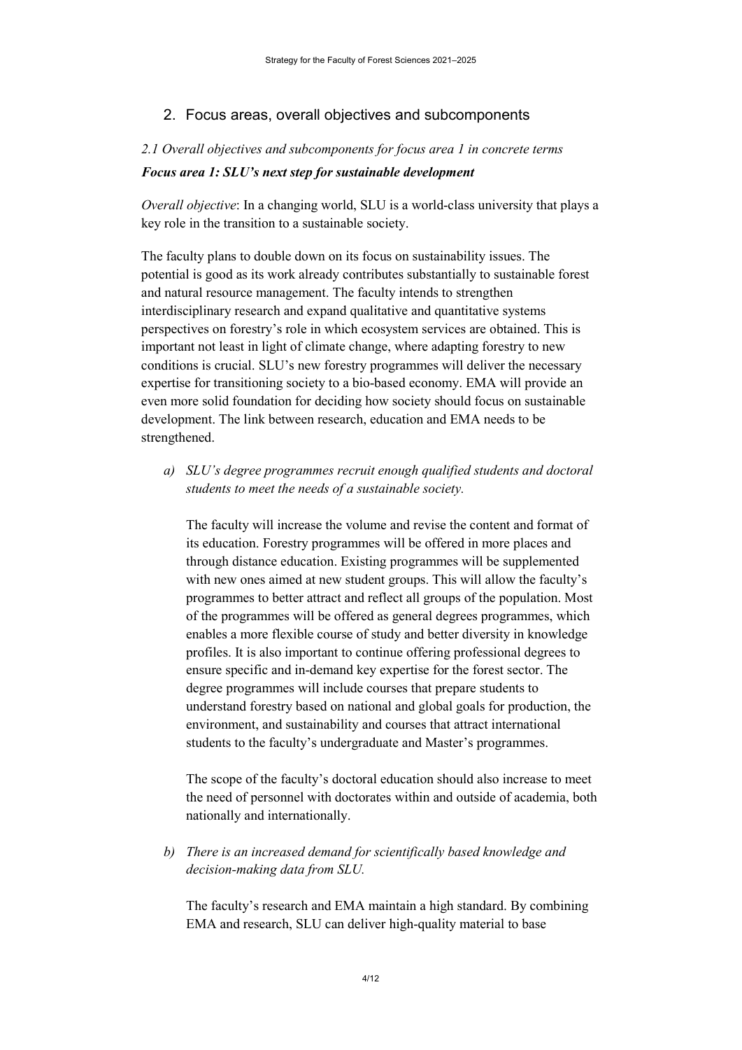## 2. Focus areas, overall objectives and subcomponents

### *2.1 Overall objectives and subcomponents for focus area 1 in concrete terms*

***Focus area 1: SLU's next step for sustainable development***

*Overall objective*: In a changing world, SLU is a world-class university that plays a key role in the transition to a sustainable society.

The faculty plans to double down on its focus on sustainability issues. The potential is good as its work already contributes substantially to sustainable forest and natural resource management. The faculty intends to strengthen interdisciplinary research and expand qualitative and quantitative systems perspectives on forestry's role in which ecosystem services are obtained. This is important not least in light of climate change, where adapting forestry to new conditions is crucial. SLU's new forestry programmes will deliver the necessary expertise for transitioning society to a bio-based economy. EMA will provide an even more solid foundation for deciding how society should focus on sustainable development. The link between research, education and EMA needs to be strengthened.

a) *SLU's degree programmes recruit enough qualified students and doctoral students to meet the needs of a sustainable society.*

   The faculty will increase the volume and revise the content and format of its education. Forestry programmes will be offered in more places and through distance education. Existing programmes will be supplemented with new ones aimed at new student groups. This will allow the faculty's programmes to better attract and reflect all groups of the population. Most of the programmes will be offered as general degrees programmes, which enables a more flexible course of study and better diversity in knowledge profiles. It is also important to continue offering professional degrees to ensure specific and in-demand key expertise for the forest sector. The degree programmes will include courses that prepare students to understand forestry based on national and global goals for production, the environment, and sustainability and courses that attract international students to the faculty's undergraduate and Master's programmes.

   The scope of the faculty's doctoral education should also increase to meet the need of personnel with doctorates within and outside of academia, both nationally and internationally.

b) *There is an increased demand for scientifically based knowledge and decision-making data from SLU.*

   The faculty's research and EMA maintain a high standard. By combining EMA and research, SLU can deliver high-quality material to base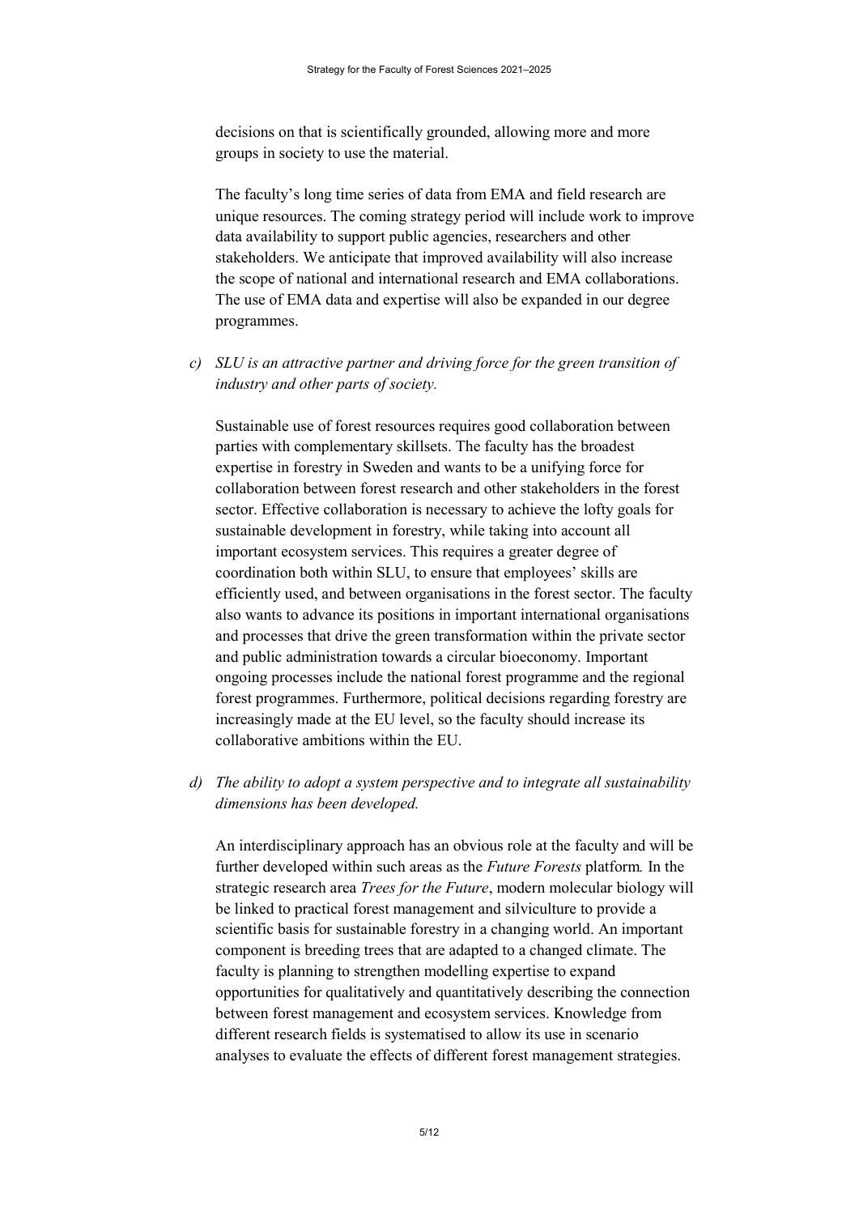decisions on that is scientifically grounded, allowing more and more groups in society to use the material.

The faculty's long time series of data from EMA and field research are unique resources. The coming strategy period will include work to improve data availability to support public agencies, researchers and other stakeholders. We anticipate that improved availability will also increase the scope of national and international research and EMA collaborations. The use of EMA data and expertise will also be expanded in our degree programmes.

c) *SLU is an attractive partner and driving force for the green transition of industry and other parts of society.*

Sustainable use of forest resources requires good collaboration between parties with complementary skillsets. The faculty has the broadest expertise in forestry in Sweden and wants to be a unifying force for collaboration between forest research and other stakeholders in the forest sector. Effective collaboration is necessary to achieve the lofty goals for sustainable development in forestry, while taking into account all important ecosystem services. This requires a greater degree of coordination both within SLU, to ensure that employees' skills are efficiently used, and between organisations in the forest sector. The faculty also wants to advance its positions in important international organisations and processes that drive the green transformation within the private sector and public administration towards a circular bioeconomy. Important ongoing processes include the national forest programme and the regional forest programmes. Furthermore, political decisions regarding forestry are increasingly made at the EU level, so the faculty should increase its collaborative ambitions within the EU.

d) *The ability to adopt a system perspective and to integrate all sustainability dimensions has been developed.*

An interdisciplinary approach has an obvious role at the faculty and will be further developed within such areas as the *Future Forests* platform. In the strategic research area *Trees for the Future*, modern molecular biology will be linked to practical forest management and silviculture to provide a scientific basis for sustainable forestry in a changing world. An important component is breeding trees that are adapted to a changed climate. The faculty is planning to strengthen modelling expertise to expand opportunities for qualitatively and quantitatively describing the connection between forest management and ecosystem services. Knowledge from different research fields is systematised to allow its use in scenario analyses to evaluate the effects of different forest management strategies.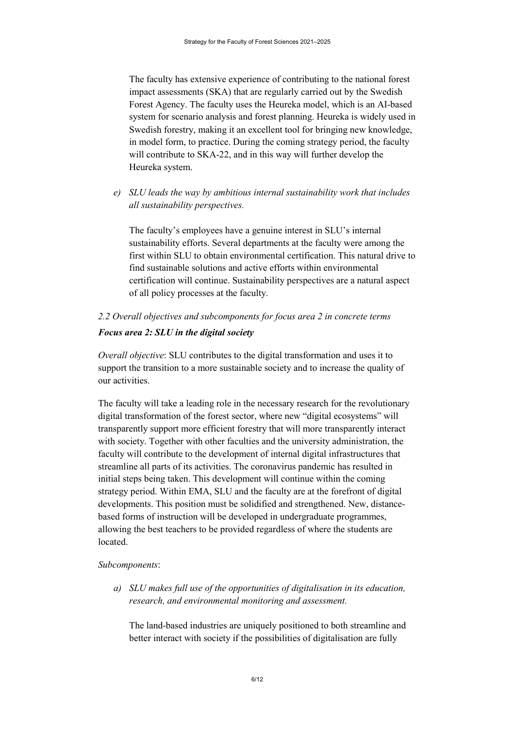The faculty has extensive experience of contributing to the national forest impact assessments (SKA) that are regularly carried out by the Swedish Forest Agency. The faculty uses the Heureka model, which is an AI-based system for scenario analysis and forest planning. Heureka is widely used in Swedish forestry, making it an excellent tool for bringing new knowledge, in model form, to practice. During the coming strategy period, the faculty will contribute to SKA-22, and in this way will further develop the Heureka system.

*e) SLU leads the way by ambitious internal sustainability work that includes all sustainability perspectives.*

The faculty's employees have a genuine interest in SLU's internal sustainability efforts. Several departments at the faculty were among the first within SLU to obtain environmental certification. This natural drive to find sustainable solutions and active efforts within environmental certification will continue. Sustainability perspectives are a natural aspect of all policy processes at the faculty.

### *2.2 Overall objectives and subcomponents for focus area 2 in concrete terms*

#### ***Focus area 2: SLU in the digital society***

*Overall objective*: SLU contributes to the digital transformation and uses it to support the transition to a more sustainable society and to increase the quality of our activities.

The faculty will take a leading role in the necessary research for the revolutionary digital transformation of the forest sector, where new "digital ecosystems" will transparently support more efficient forestry that will more transparently interact with society. Together with other faculties and the university administration, the faculty will contribute to the development of internal digital infrastructures that streamline all parts of its activities. The coronavirus pandemic has resulted in initial steps being taken. This development will continue within the coming strategy period. Within EMA, SLU and the faculty are at the forefront of digital developments. This position must be solidified and strengthened. New, distance-based forms of instruction will be developed in undergraduate programmes, allowing the best teachers to be provided regardless of where the students are located.

*Subcomponents*:

*a) SLU makes full use of the opportunities of digitalisation in its education, research, and environmental monitoring and assessment.*

The land-based industries are uniquely positioned to both streamline and better interact with society if the possibilities of digitalisation are fully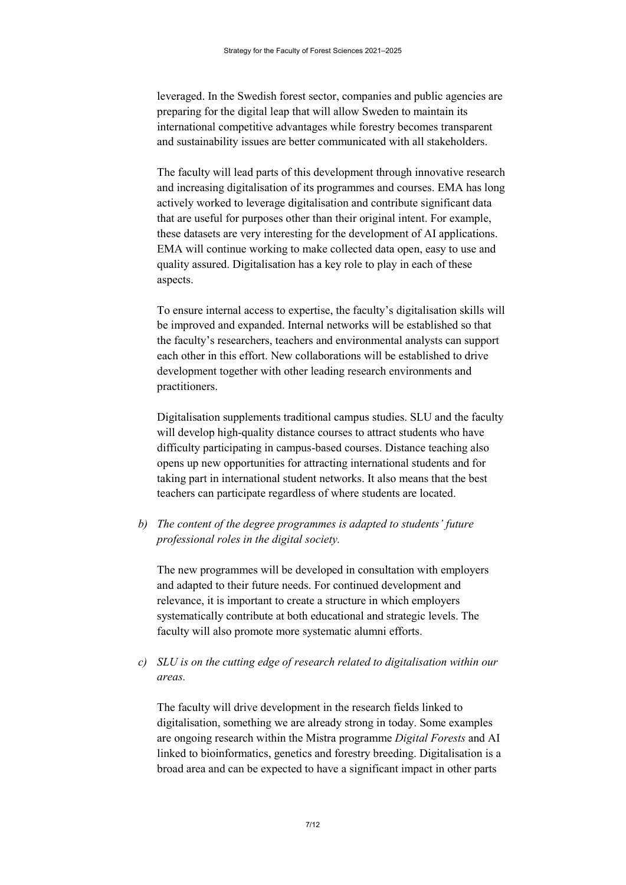leveraged. In the Swedish forest sector, companies and public agencies are preparing for the digital leap that will allow Sweden to maintain its international competitive advantages while forestry becomes transparent and sustainability issues are better communicated with all stakeholders.

The faculty will lead parts of this development through innovative research and increasing digitalisation of its programmes and courses. EMA has long actively worked to leverage digitalisation and contribute significant data that are useful for purposes other than their original intent. For example, these datasets are very interesting for the development of AI applications. EMA will continue working to make collected data open, easy to use and quality assured. Digitalisation has a key role to play in each of these aspects.

To ensure internal access to expertise, the faculty's digitalisation skills will be improved and expanded. Internal networks will be established so that the faculty's researchers, teachers and environmental analysts can support each other in this effort. New collaborations will be established to drive development together with other leading research environments and practitioners.

Digitalisation supplements traditional campus studies. SLU and the faculty will develop high-quality distance courses to attract students who have difficulty participating in campus-based courses. Distance teaching also opens up new opportunities for attracting international students and for taking part in international student networks. It also means that the best teachers can participate regardless of where students are located.

b) *The content of the degree programmes is adapted to students' future professional roles in the digital society.*

The new programmes will be developed in consultation with employers and adapted to their future needs. For continued development and relevance, it is important to create a structure in which employers systematically contribute at both educational and strategic levels. The faculty will also promote more systematic alumni efforts.

c) *SLU is on the cutting edge of research related to digitalisation within our areas.*

The faculty will drive development in the research fields linked to digitalisation, something we are already strong in today. Some examples are ongoing research within the Mistra programme *Digital Forests* and AI linked to bioinformatics, genetics and forestry breeding. Digitalisation is a broad area and can be expected to have a significant impact in other parts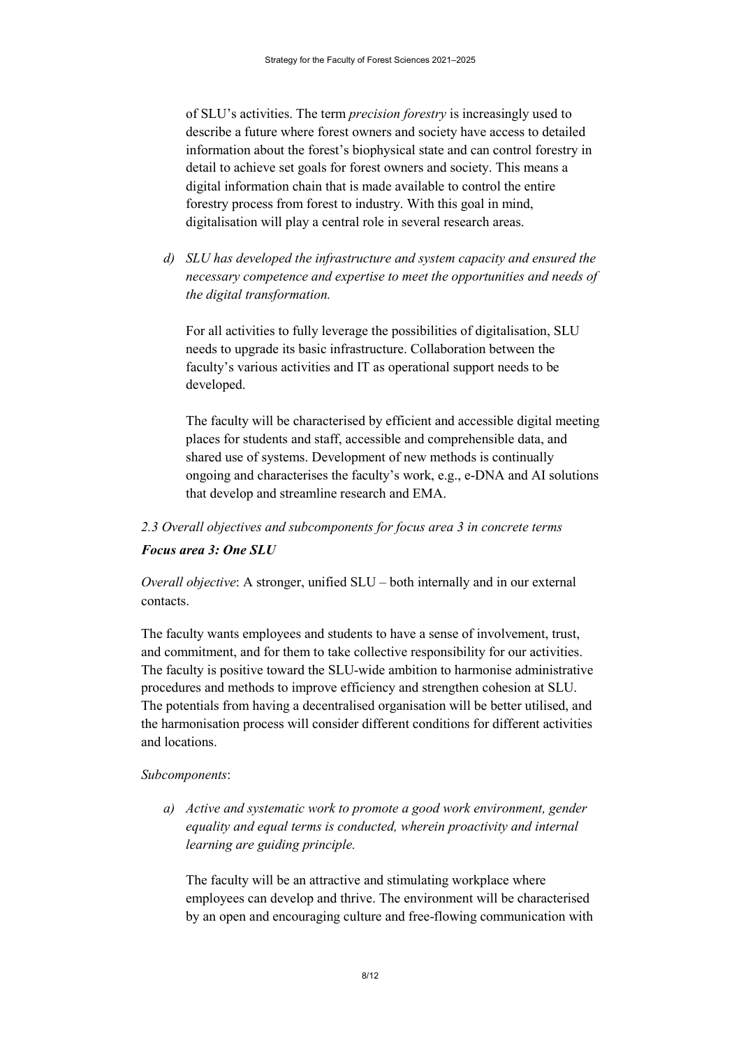of SLU's activities. The term *precision forestry* is increasingly used to describe a future where forest owners and society have access to detailed information about the forest's biophysical state and can control forestry in detail to achieve set goals for forest owners and society. This means a digital information chain that is made available to control the entire forestry process from forest to industry. With this goal in mind, digitalisation will play a central role in several research areas.

d) *SLU has developed the infrastructure and system capacity and ensured the necessary competence and expertise to meet the opportunities and needs of the digital transformation.*

   For all activities to fully leverage the possibilities of digitalisation, SLU needs to upgrade its basic infrastructure. Collaboration between the faculty's various activities and IT as operational support needs to be developed.

   The faculty will be characterised by efficient and accessible digital meeting places for students and staff, accessible and comprehensible data, and shared use of systems. Development of new methods is continually ongoing and characterises the faculty's work, e.g., e-DNA and AI solutions that develop and streamline research and EMA.

### *2.3 Overall objectives and subcomponents for focus area 3 in concrete terms*

#### ***Focus area 3: One SLU***

*Overall objective*: A stronger, unified SLU – both internally and in our external contacts.

The faculty wants employees and students to have a sense of involvement, trust, and commitment, and for them to take collective responsibility for our activities. The faculty is positive toward the SLU-wide ambition to harmonise administrative procedures and methods to improve efficiency and strengthen cohesion at SLU. The potentials from having a decentralised organisation will be better utilised, and the harmonisation process will consider different conditions for different activities and locations.

*Subcomponents*:

a) *Active and systematic work to promote a good work environment, gender equality and equal terms is conducted, wherein proactivity and internal learning are guiding principle.*

   The faculty will be an attractive and stimulating workplace where employees can develop and thrive. The environment will be characterised by an open and encouraging culture and free-flowing communication with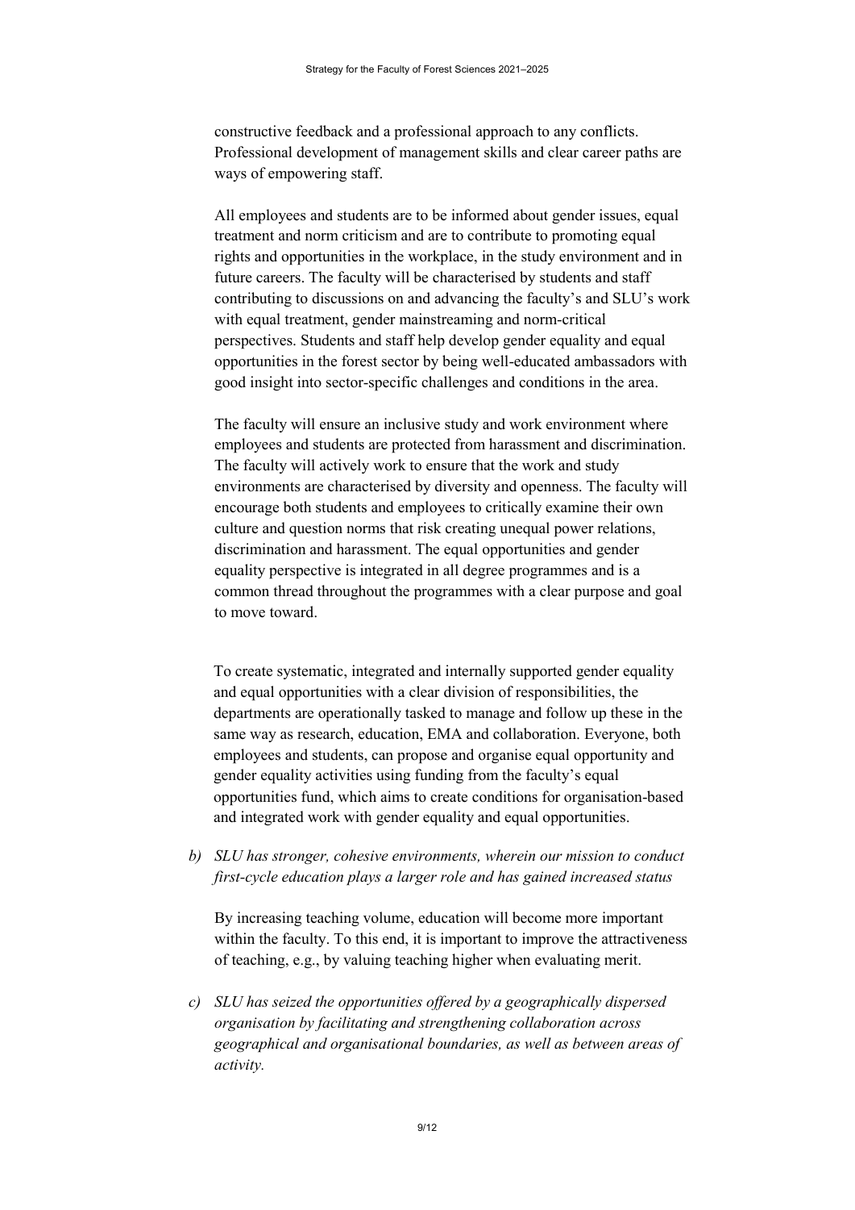constructive feedback and a professional approach to any conflicts. Professional development of management skills and clear career paths are ways of empowering staff.

All employees and students are to be informed about gender issues, equal treatment and norm criticism and are to contribute to promoting equal rights and opportunities in the workplace, in the study environment and in future careers. The faculty will be characterised by students and staff contributing to discussions on and advancing the faculty's and SLU's work with equal treatment, gender mainstreaming and norm-critical perspectives. Students and staff help develop gender equality and equal opportunities in the forest sector by being well-educated ambassadors with good insight into sector-specific challenges and conditions in the area.

The faculty will ensure an inclusive study and work environment where employees and students are protected from harassment and discrimination. The faculty will actively work to ensure that the work and study environments are characterised by diversity and openness. The faculty will encourage both students and employees to critically examine their own culture and question norms that risk creating unequal power relations, discrimination and harassment. The equal opportunities and gender equality perspective is integrated in all degree programmes and is a common thread throughout the programmes with a clear purpose and goal to move toward.

To create systematic, integrated and internally supported gender equality and equal opportunities with a clear division of responsibilities, the departments are operationally tasked to manage and follow up these in the same way as research, education, EMA and collaboration. Everyone, both employees and students, can propose and organise equal opportunity and gender equality activities using funding from the faculty's equal opportunities fund, which aims to create conditions for organisation-based and integrated work with gender equality and equal opportunities.

b) *SLU has stronger, cohesive environments, wherein our mission to conduct first-cycle education plays a larger role and has gained increased status*

By increasing teaching volume, education will become more important within the faculty. To this end, it is important to improve the attractiveness of teaching, e.g., by valuing teaching higher when evaluating merit.

c) *SLU has seized the opportunities offered by a geographically dispersed organisation by facilitating and strengthening collaboration across geographical and organisational boundaries, as well as between areas of activity.*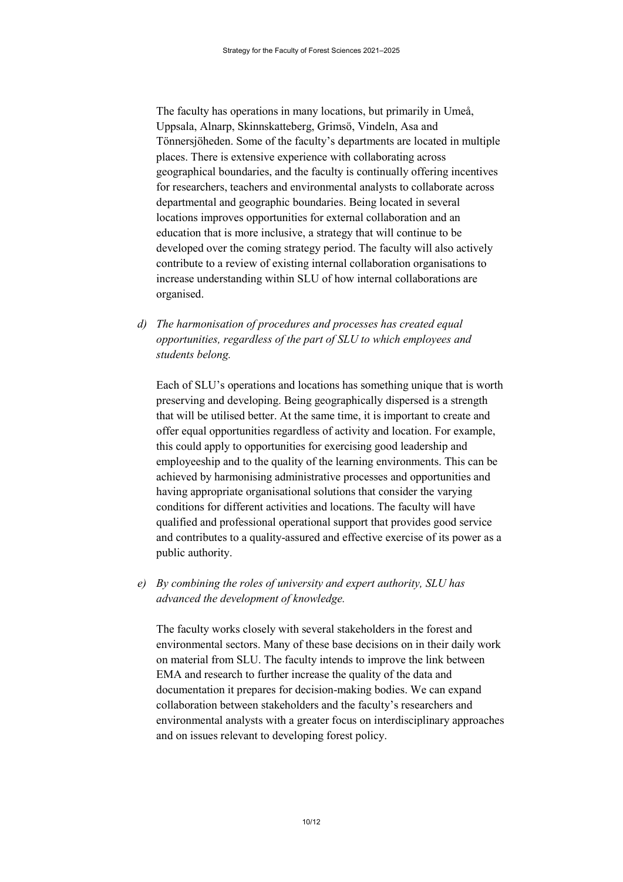The faculty has operations in many locations, but primarily in Umeå, Uppsala, Alnarp, Skinnskatteberg, Grimsö, Vindeln, Asa and Tönnersjöheden. Some of the faculty's departments are located in multiple places. There is extensive experience with collaborating across geographical boundaries, and the faculty is continually offering incentives for researchers, teachers and environmental analysts to collaborate across departmental and geographic boundaries. Being located in several locations improves opportunities for external collaboration and an education that is more inclusive, a strategy that will continue to be developed over the coming strategy period. The faculty will also actively contribute to a review of existing internal collaboration organisations to increase understanding within SLU of how internal collaborations are organised.

d) *The harmonisation of procedures and processes has created equal opportunities, regardless of the part of SLU to which employees and students belong.*

Each of SLU's operations and locations has something unique that is worth preserving and developing. Being geographically dispersed is a strength that will be utilised better. At the same time, it is important to create and offer equal opportunities regardless of activity and location. For example, this could apply to opportunities for exercising good leadership and employeeship and to the quality of the learning environments. This can be achieved by harmonising administrative processes and opportunities and having appropriate organisational solutions that consider the varying conditions for different activities and locations. The faculty will have qualified and professional operational support that provides good service and contributes to a quality-assured and effective exercise of its power as a public authority.

e) *By combining the roles of university and expert authority, SLU has advanced the development of knowledge.*

The faculty works closely with several stakeholders in the forest and environmental sectors. Many of these base decisions on in their daily work on material from SLU. The faculty intends to improve the link between EMA and research to further increase the quality of the data and documentation it prepares for decision-making bodies. We can expand collaboration between stakeholders and the faculty's researchers and environmental analysts with a greater focus on interdisciplinary approaches and on issues relevant to developing forest policy.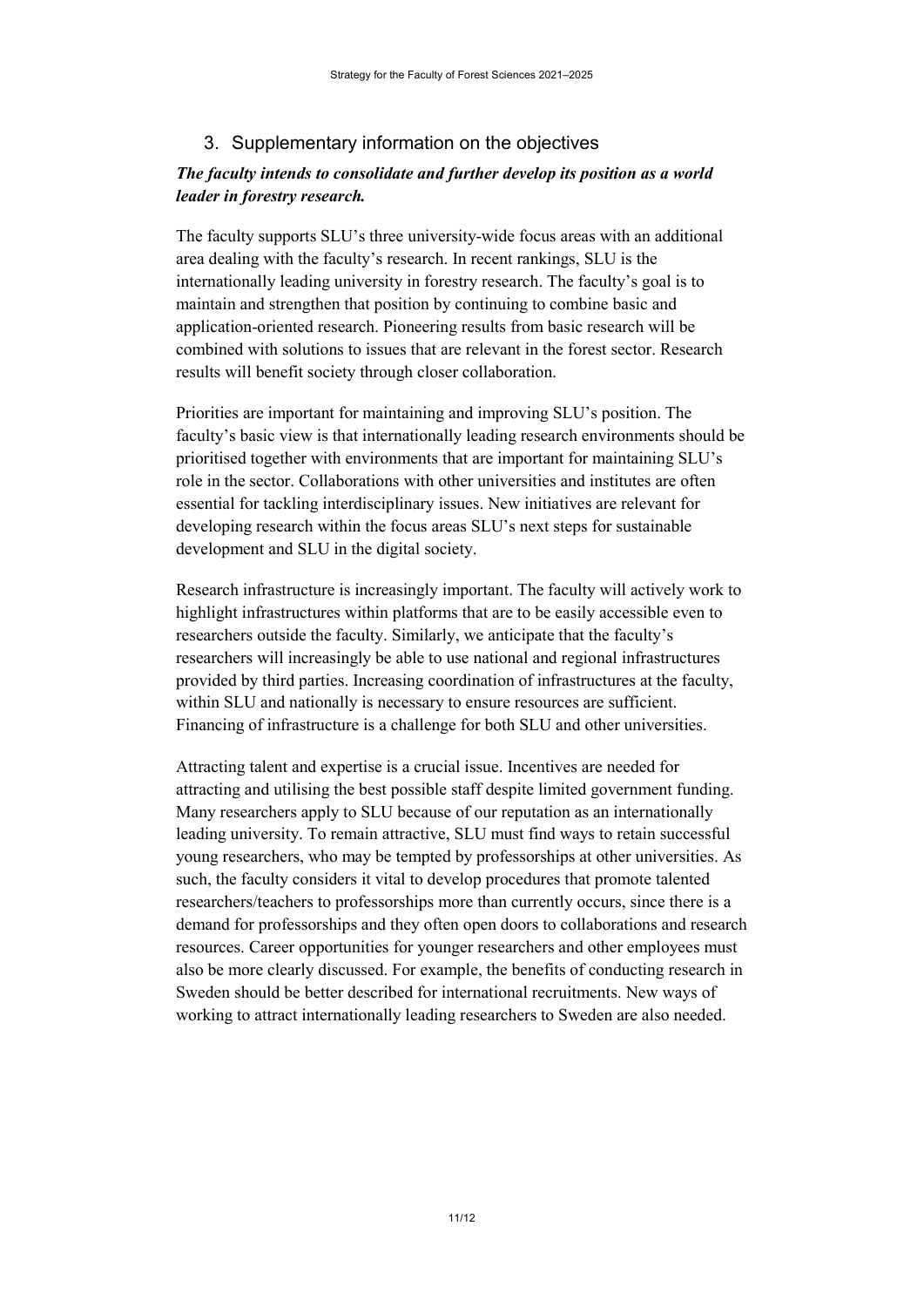## 3. Supplementary information on the objectives

***The faculty intends to consolidate and further develop its position as a world leader in forestry research.***

The faculty supports SLU's three university-wide focus areas with an additional area dealing with the faculty's research. In recent rankings, SLU is the internationally leading university in forestry research. The faculty's goal is to maintain and strengthen that position by continuing to combine basic and application-oriented research. Pioneering results from basic research will be combined with solutions to issues that are relevant in the forest sector. Research results will benefit society through closer collaboration.

Priorities are important for maintaining and improving SLU's position. The faculty's basic view is that internationally leading research environments should be prioritised together with environments that are important for maintaining SLU's role in the sector. Collaborations with other universities and institutes are often essential for tackling interdisciplinary issues. New initiatives are relevant for developing research within the focus areas SLU's next steps for sustainable development and SLU in the digital society.

Research infrastructure is increasingly important. The faculty will actively work to highlight infrastructures within platforms that are to be easily accessible even to researchers outside the faculty. Similarly, we anticipate that the faculty's researchers will increasingly be able to use national and regional infrastructures provided by third parties. Increasing coordination of infrastructures at the faculty, within SLU and nationally is necessary to ensure resources are sufficient. Financing of infrastructure is a challenge for both SLU and other universities.

Attracting talent and expertise is a crucial issue. Incentives are needed for attracting and utilising the best possible staff despite limited government funding. Many researchers apply to SLU because of our reputation as an internationally leading university. To remain attractive, SLU must find ways to retain successful young researchers, who may be tempted by professorships at other universities. As such, the faculty considers it vital to develop procedures that promote talented researchers/teachers to professorships more than currently occurs, since there is a demand for professorships and they often open doors to collaborations and research resources. Career opportunities for younger researchers and other employees must also be more clearly discussed. For example, the benefits of conducting research in Sweden should be better described for international recruitments. New ways of working to attract internationally leading researchers to Sweden are also needed.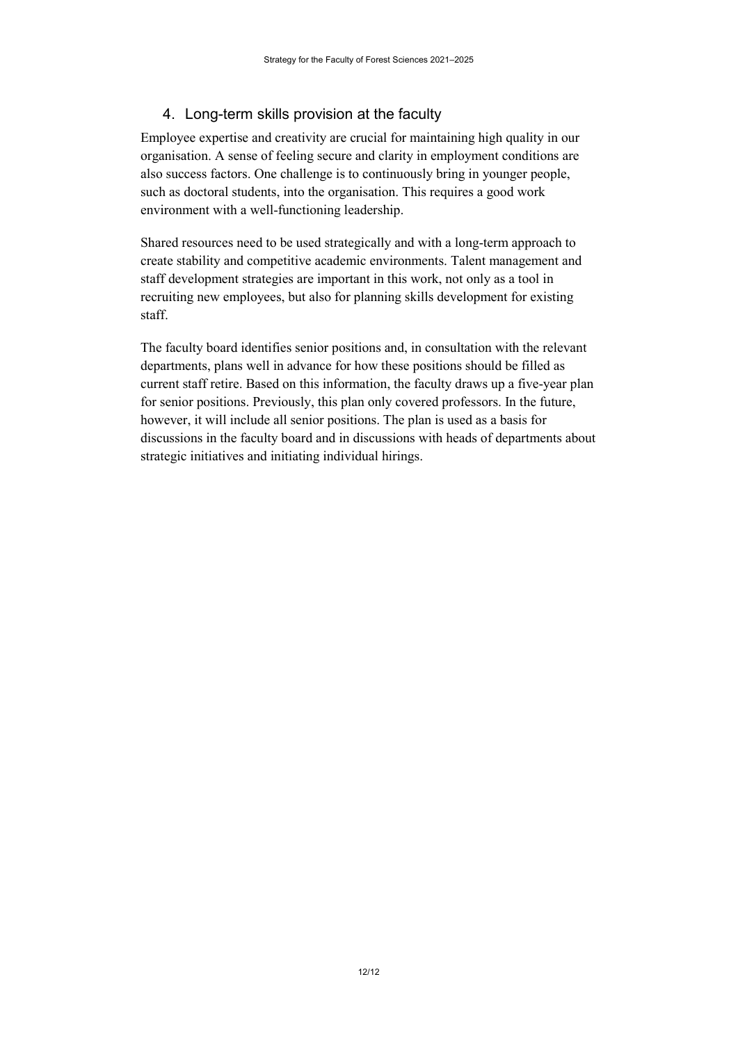## 4. Long-term skills provision at the faculty

Employee expertise and creativity are crucial for maintaining high quality in our organisation. A sense of feeling secure and clarity in employment conditions are also success factors. One challenge is to continuously bring in younger people, such as doctoral students, into the organisation. This requires a good work environment with a well-functioning leadership.

Shared resources need to be used strategically and with a long-term approach to create stability and competitive academic environments. Talent management and staff development strategies are important in this work, not only as a tool in recruiting new employees, but also for planning skills development for existing staff.

The faculty board identifies senior positions and, in consultation with the relevant departments, plans well in advance for how these positions should be filled as current staff retire. Based on this information, the faculty draws up a five-year plan for senior positions. Previously, this plan only covered professors. In the future, however, it will include all senior positions. The plan is used as a basis for discussions in the faculty board and in discussions with heads of departments about strategic initiatives and initiating individual hirings.